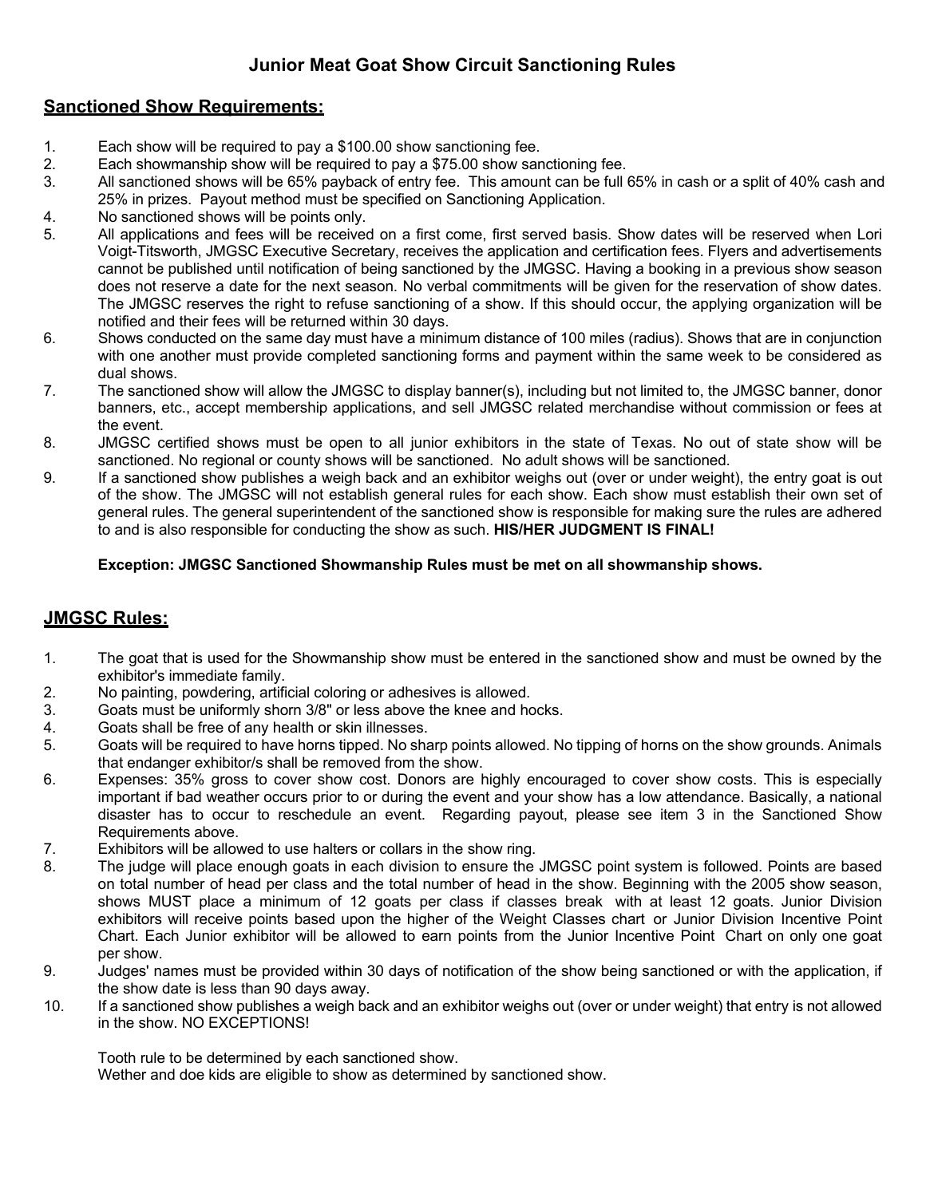# Junior Meat Goat Show Circuit Sanctioning Rules

## Sanctioned Show Requirements:

1. Each show will be required to pay a $100.00 show sanctioning fee.
2. Each showmanship show will be required to pay a $75.00 show sanctioning fee.
3. All sanctioned shows will be 65% payback of entry fee. This amount can be full 65% in cash or a split of 40% cash and 25% in prizes. Payout method must be specified on Sanctioning Application.
4. No sanctioned shows will be points only.
5. All applications and fees will be received on a first come, first served basis. Show dates will be reserved when Lori Voigt-Titsworth, JMGSC Executive Secretary, receives the application and certification fees. Flyers and advertisements cannot be published until notification of being sanctioned by the JMGSC. Having a booking in a previous show season does not reserve a date for the next season. No verbal commitments will be given for the reservation of show dates. The JMGSC reserves the right to refuse sanctioning of a show. If this should occur, the applying organization will be notified and their fees will be returned within 30 days.
6. Shows conducted on the same day must have a minimum distance of 100 miles (radius). Shows that are in conjunction with one another must provide completed sanctioning forms and payment within the same week to be considered as dual shows.
7. The sanctioned show will allow the JMGSC to display banner(s), including but not limited to, the JMGSC banner, donor banners, etc., accept membership applications, and sell JMGSC related merchandise without commission or fees at the event.
8. JMGSC certified shows must be open to all junior exhibitors in the state of Texas. No out of state show will be sanctioned. No regional or county shows will be sanctioned. No adult shows will be sanctioned.
9. If a sanctioned show publishes a weigh back and an exhibitor weighs out (over or under weight), the entry goat is out of the show. The JMGSC will not establish general rules for each show. Each show must establish their own set of general rules. The general superintendent of the sanctioned show is responsible for making sure the rules are adhered to and is also responsible for conducting the show as such. **HIS/HER JUDGMENT IS FINAL!**

   **Exception: JMGSC Sanctioned Showmanship Rules must be met on all showmanship shows.**

## JMGSC Rules:

1. The goat that is used for the Showmanship show must be entered in the sanctioned show and must be owned by the exhibitor's immediate family.
2. No painting, powdering, artificial coloring or adhesives is allowed.
3. Goats must be uniformly shorn 3/8" or less above the knee and hocks.
4. Goats shall be free of any health or skin illnesses.
5. Goats will be required to have horns tipped. No sharp points allowed. No tipping of horns on the show grounds. Animals that endanger exhibitor/s shall be removed from the show.
6. Expenses: 35% gross to cover show cost. Donors are highly encouraged to cover show costs. This is especially important if bad weather occurs prior to or during the event and your show has a low attendance. Basically, a national disaster has to occur to reschedule an event. Regarding payout, please see item 3 in the Sanctioned Show Requirements above.
7. Exhibitors will be allowed to use halters or collars in the show ring.
8. The judge will place enough goats in each division to ensure the JMGSC point system is followed. Points are based on total number of head per class and the total number of head in the show. Beginning with the 2005 show season, shows MUST place a minimum of 12 goats per class if classes break with at least 12 goats. Junior Division exhibitors will receive points based upon the higher of the Weight Classes chart or Junior Division Incentive Point Chart. Each Junior exhibitor will be allowed to earn points from the Junior Incentive Point Chart on only one goat per show.
9. Judges' names must be provided within 30 days of notification of the show being sanctioned or with the application, if the show date is less than 90 days away.
10. If a sanctioned show publishes a weigh back and an exhibitor weighs out (over or under weight) that entry is not allowed in the show. NO EXCEPTIONS!

    Tooth rule to be determined by each sanctioned show.
    Wether and doe kids are eligible to show as determined by sanctioned show.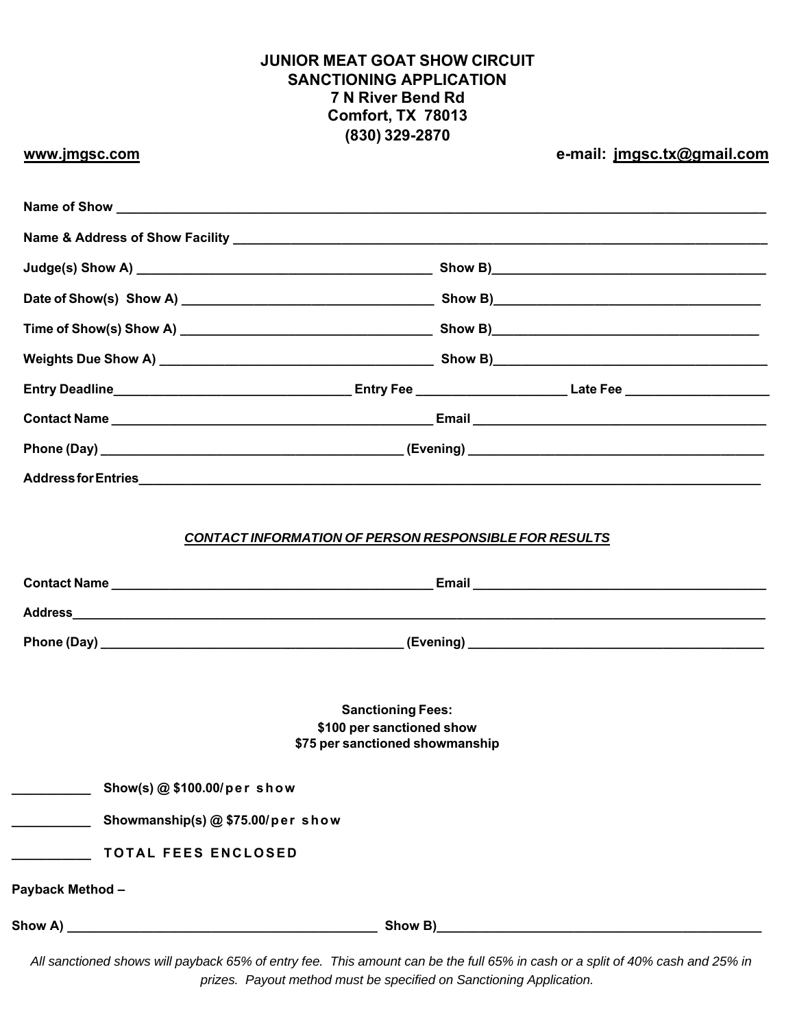**JUNIOR MEAT GOAT SHOW CIRCUIT**
**SANCTIONING APPLICATION**
**7 N River Bend Rd**
**Comfort, TX 78013**
**(830) 329-2870**

**www.jmgsc.com** **e-mail: jmgsc.tx@gmail.com**

**Name of Show** ______________________________________________

**Name & Address of Show Facility** ______________________________________________

**Judge(s) Show A)** ______________________ **Show B)** ______________________

**Date of Show(s) Show A)** ______________________ **Show B)** ______________________

**Time of Show(s) Show A)** ______________________ **Show B)** ______________________

**Weights Due Show A)** ______________________ **Show B)** ______________________

**Entry Deadline** ________________ **Entry Fee** ____________ **Late Fee** ____________

**Contact Name** ______________________ **Email** ______________________

**Phone (Day)** ______________________ **(Evening)** ______________________

**Address for Entries** ______________________________________________

***CONTACT INFORMATION OF PERSON RESPONSIBLE FOR RESULTS***

**Contact Name** ______________________ **Email** ______________________

**Address** ______________________________________________

**Phone (Day)** ______________________ **(Evening)** ______________________

**Sanctioning Fees:**
**$100 per sanctioned show**
**$75 per sanctioned showmanship**

__________ **Show(s) @ $100.00/per show**

__________ **Showmanship(s) @ $75.00/per show**

__________ **TOTAL FEES ENCLOSED**

**Payback Method –**

**Show A)** ______________________ **Show B)** ______________________

*All sanctioned shows will payback 65% of entry fee. This amount can be the full 65% in cash or a split of 40% cash and 25% in prizes. Payout method must be specified on Sanctioning Application.*